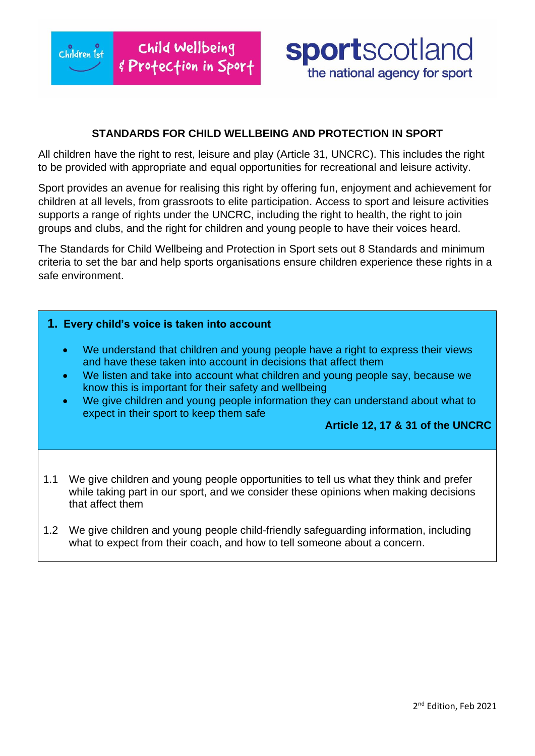Children 1st | Child Wellbeing & Protection in Sport

sportscotland
the national agency for sport

# STANDARDS FOR CHILD WELLBEING AND PROTECTION IN SPORT

All children have the right to rest, leisure and play (Article 31, UNCRC). This includes the right to be provided with appropriate and equal opportunities for recreational and leisure activity.

Sport provides an avenue for realising this right by offering fun, enjoyment and achievement for children at all levels, from grassroots to elite participation. Access to sport and leisure activities supports a range of rights under the UNCRC, including the right to health, the right to join groups and clubs, and the right for children and young people to have their voices heard.

The Standards for Child Wellbeing and Protection in Sport sets out 8 Standards and minimum criteria to set the bar and help sports organisations ensure children experience these rights in a safe environment.

## 1. Every child's voice is taken into account

- We understand that children and young people have a right to express their views and have these taken into account in decisions that affect them
- We listen and take into account what children and young people say, because we know this is important for their safety and wellbeing
- We give children and young people information they can understand about what to expect in their sport to keep them safe

**Article 12, 17 & 31 of the UNCRC**

1.1 We give children and young people opportunities to tell us what they think and prefer while taking part in our sport, and we consider these opinions when making decisions that affect them

1.2 We give children and young people child-friendly safeguarding information, including what to expect from their coach, and how to tell someone about a concern.

2nd Edition, Feb 2021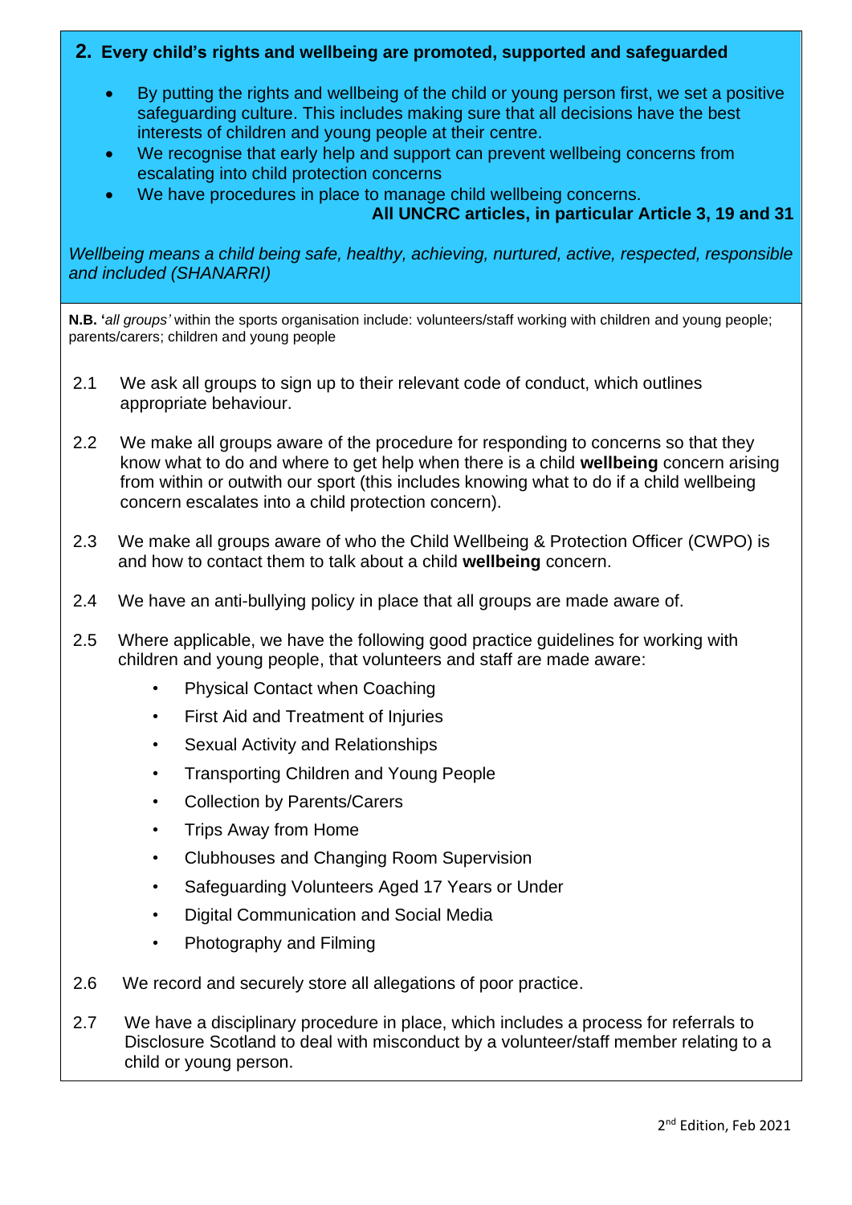## 2. Every child's rights and wellbeing are promoted, supported and safeguarded

- By putting the rights and wellbeing of the child or young person first, we set a positive safeguarding culture. This includes making sure that all decisions have the best interests of children and young people at their centre.
- We recognise that early help and support can prevent wellbeing concerns from escalating into child protection concerns
- We have procedures in place to manage child wellbeing concerns.

**All UNCRC articles, in particular Article 3, 19 and 31**

*Wellbeing means a child being safe, healthy, achieving, nurtured, active, respected, responsible and included (SHANARRI)*

**N.B.** '*all groups'* within the sports organisation include: volunteers/staff working with children and young people; parents/carers; children and young people

2.1 We ask all groups to sign up to their relevant code of conduct, which outlines appropriate behaviour.

2.2 We make all groups aware of the procedure for responding to concerns so that they know what to do and where to get help when there is a child **wellbeing** concern arising from within or outwith our sport (this includes knowing what to do if a child wellbeing concern escalates into a child protection concern).

2.3 We make all groups aware of who the Child Wellbeing & Protection Officer (CWPO) is and how to contact them to talk about a child **wellbeing** concern.

2.4 We have an anti-bullying policy in place that all groups are made aware of.

2.5 Where applicable, we have the following good practice guidelines for working with children and young people, that volunteers and staff are made aware:

- Physical Contact when Coaching
- First Aid and Treatment of Injuries
- Sexual Activity and Relationships
- Transporting Children and Young People
- Collection by Parents/Carers
- Trips Away from Home
- Clubhouses and Changing Room Supervision
- Safeguarding Volunteers Aged 17 Years or Under
- Digital Communication and Social Media
- Photography and Filming

2.6 We record and securely store all allegations of poor practice.

2.7 We have a disciplinary procedure in place, which includes a process for referrals to Disclosure Scotland to deal with misconduct by a volunteer/staff member relating to a child or young person.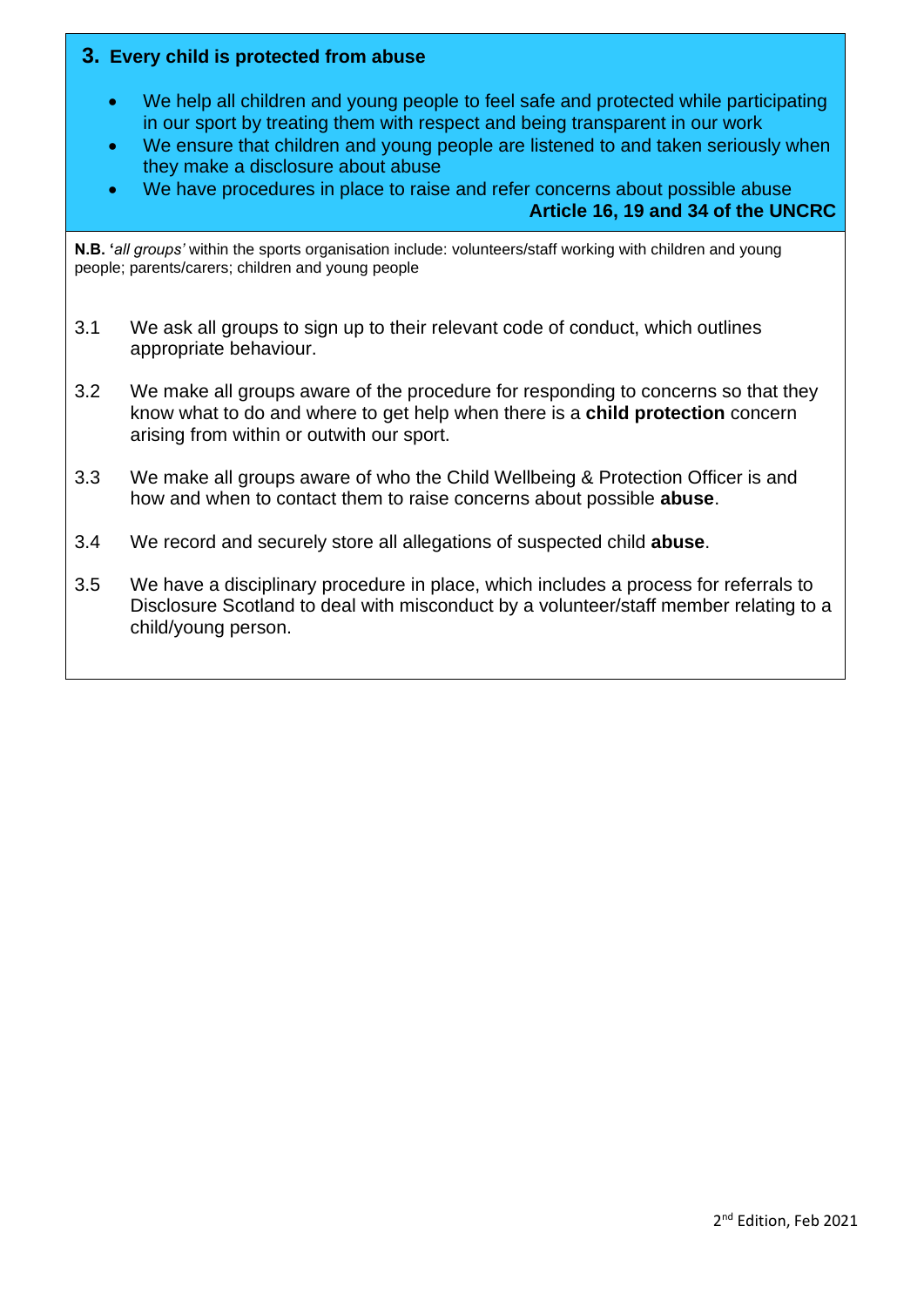## 3. Every child is protected from abuse

- We help all children and young people to feel safe and protected while participating in our sport by treating them with respect and being transparent in our work
- We ensure that children and young people are listened to and taken seriously when they make a disclosure about abuse
- We have procedures in place to raise and refer concerns about possible abuse

**Article 16, 19 and 34 of the UNCRC**

**N.B. '***all groups'* within the sports organisation include: volunteers/staff working with children and young people; parents/carers; children and young people

3.1 We ask all groups to sign up to their relevant code of conduct, which outlines appropriate behaviour.

3.2 We make all groups aware of the procedure for responding to concerns so that they know what to do and where to get help when there is a **child protection** concern arising from within or outwith our sport.

3.3 We make all groups aware of who the Child Wellbeing & Protection Officer is and how and when to contact them to raise concerns about possible **abuse**.

3.4 We record and securely store all allegations of suspected child **abuse**.

3.5 We have a disciplinary procedure in place, which includes a process for referrals to Disclosure Scotland to deal with misconduct by a volunteer/staff member relating to a child/young person.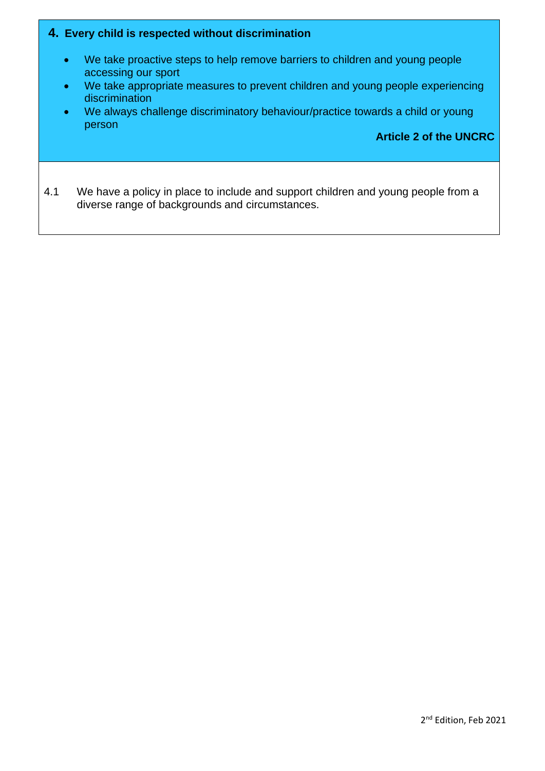## 4. Every child is respected without discrimination

- We take proactive steps to help remove barriers to children and young people accessing our sport
- We take appropriate measures to prevent children and young people experiencing discrimination
- We always challenge discriminatory behaviour/practice towards a child or young person

**Article 2 of the UNCRC**

4.1 We have a policy in place to include and support children and young people from a diverse range of backgrounds and circumstances.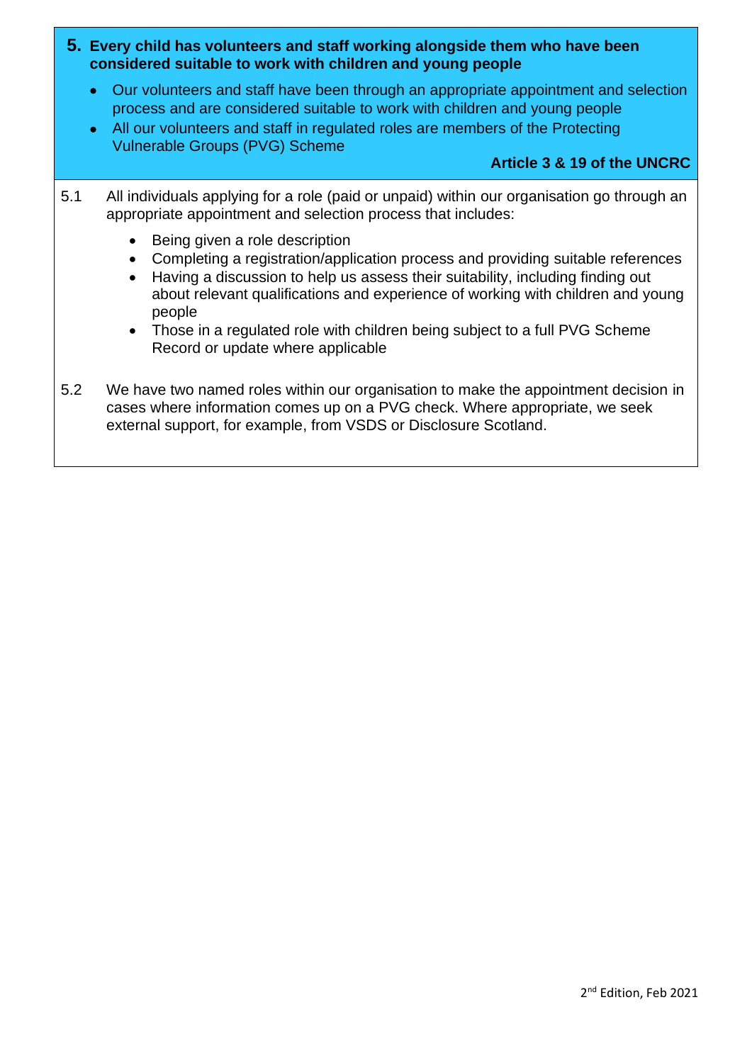## 5. Every child has volunteers and staff working alongside them who have been considered suitable to work with children and young people

- Our volunteers and staff have been through an appropriate appointment and selection process and are considered suitable to work with children and young people
- All our volunteers and staff in regulated roles are members of the Protecting Vulnerable Groups (PVG) Scheme

**Article 3 & 19 of the UNCRC**

5.1 All individuals applying for a role (paid or unpaid) within our organisation go through an appropriate appointment and selection process that includes:

- Being given a role description
- Completing a registration/application process and providing suitable references
- Having a discussion to help us assess their suitability, including finding out about relevant qualifications and experience of working with children and young people
- Those in a regulated role with children being subject to a full PVG Scheme Record or update where applicable

5.2 We have two named roles within our organisation to make the appointment decision in cases where information comes up on a PVG check. Where appropriate, we seek external support, for example, from VSDS or Disclosure Scotland.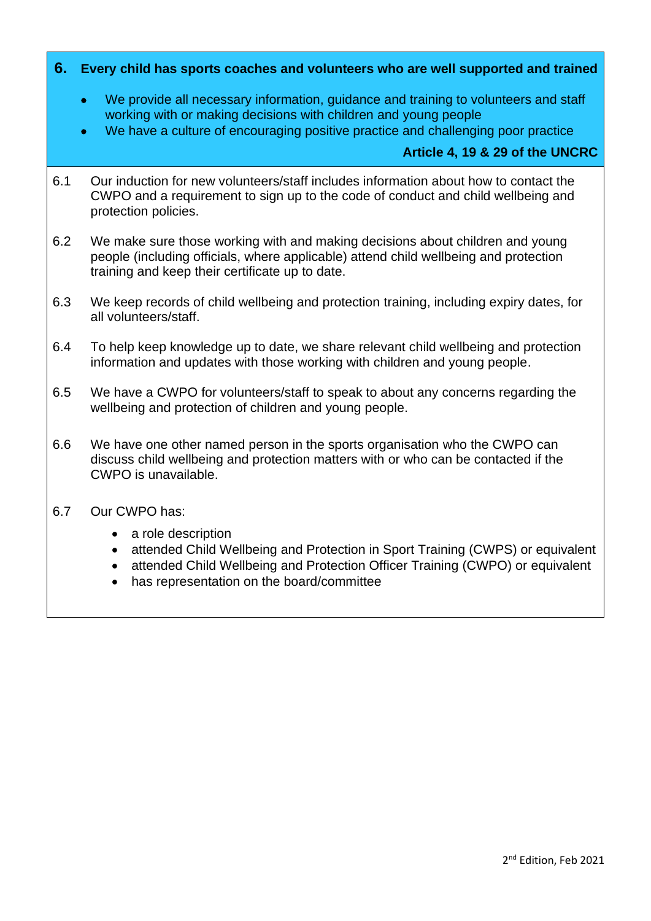## 6. Every child has sports coaches and volunteers who are well supported and trained

- We provide all necessary information, guidance and training to volunteers and staff working with or making decisions with children and young people
- We have a culture of encouraging positive practice and challenging poor practice

**Article 4, 19 & 29 of the UNCRC**

6.1 Our induction for new volunteers/staff includes information about how to contact the CWPO and a requirement to sign up to the code of conduct and child wellbeing and protection policies.

6.2 We make sure those working with and making decisions about children and young people (including officials, where applicable) attend child wellbeing and protection training and keep their certificate up to date.

6.3 We keep records of child wellbeing and protection training, including expiry dates, for all volunteers/staff.

6.4 To help keep knowledge up to date, we share relevant child wellbeing and protection information and updates with those working with children and young people.

6.5 We have a CWPO for volunteers/staff to speak to about any concerns regarding the wellbeing and protection of children and young people.

6.6 We have one other named person in the sports organisation who the CWPO can discuss child wellbeing and protection matters with or who can be contacted if the CWPO is unavailable.

6.7 Our CWPO has:

- a role description
- attended Child Wellbeing and Protection in Sport Training (CWPS) or equivalent
- attended Child Wellbeing and Protection Officer Training (CWPO) or equivalent
- has representation on the board/committee

2nd Edition, Feb 2021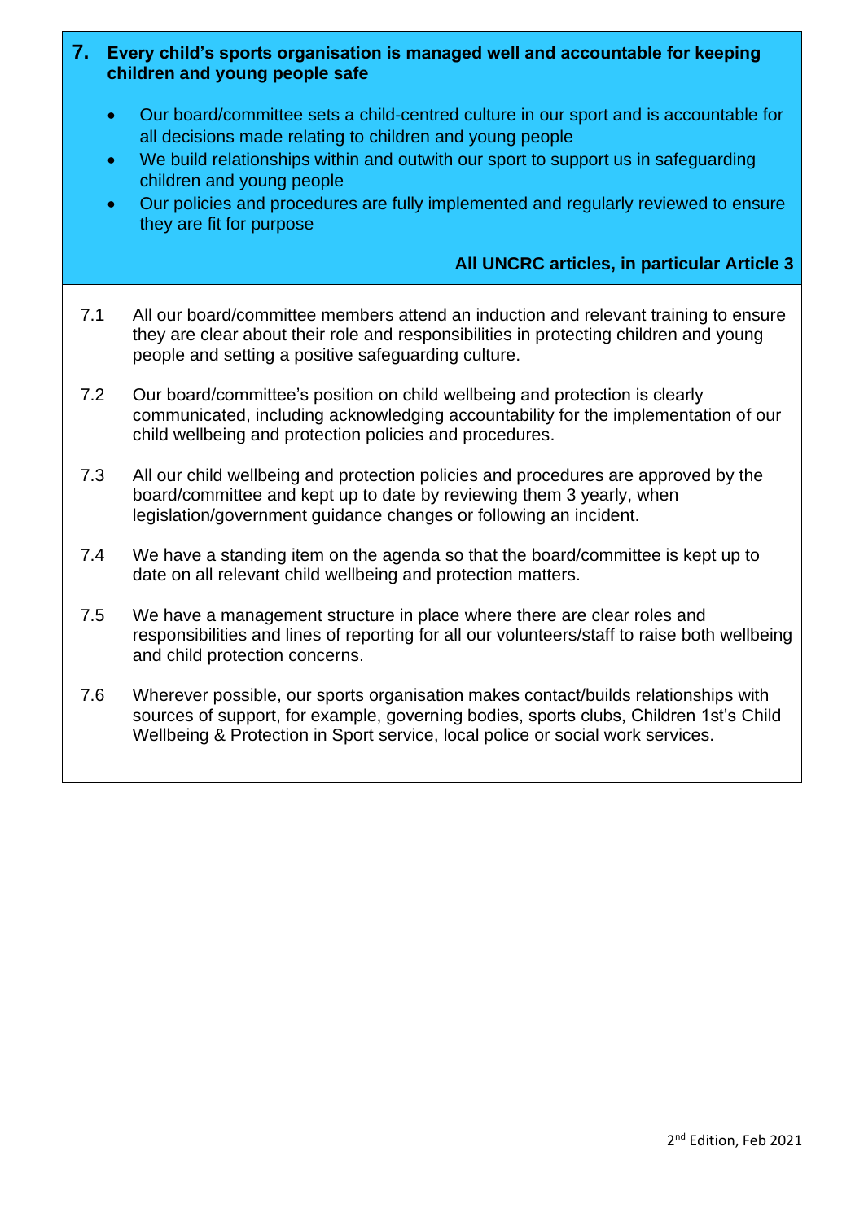## 7. Every child's sports organisation is managed well and accountable for keeping children and young people safe

- Our board/committee sets a child-centred culture in our sport and is accountable for all decisions made relating to children and young people
- We build relationships within and outwith our sport to support us in safeguarding children and young people
- Our policies and procedures are fully implemented and regularly reviewed to ensure they are fit for purpose

**All UNCRC articles, in particular Article 3**

7.1 All our board/committee members attend an induction and relevant training to ensure they are clear about their role and responsibilities in protecting children and young people and setting a positive safeguarding culture.

7.2 Our board/committee's position on child wellbeing and protection is clearly communicated, including acknowledging accountability for the implementation of our child wellbeing and protection policies and procedures.

7.3 All our child wellbeing and protection policies and procedures are approved by the board/committee and kept up to date by reviewing them 3 yearly, when legislation/government guidance changes or following an incident.

7.4 We have a standing item on the agenda so that the board/committee is kept up to date on all relevant child wellbeing and protection matters.

7.5 We have a management structure in place where there are clear roles and responsibilities and lines of reporting for all our volunteers/staff to raise both wellbeing and child protection concerns.

7.6 Wherever possible, our sports organisation makes contact/builds relationships with sources of support, for example, governing bodies, sports clubs, Children 1st's Child Wellbeing & Protection in Sport service, local police or social work services.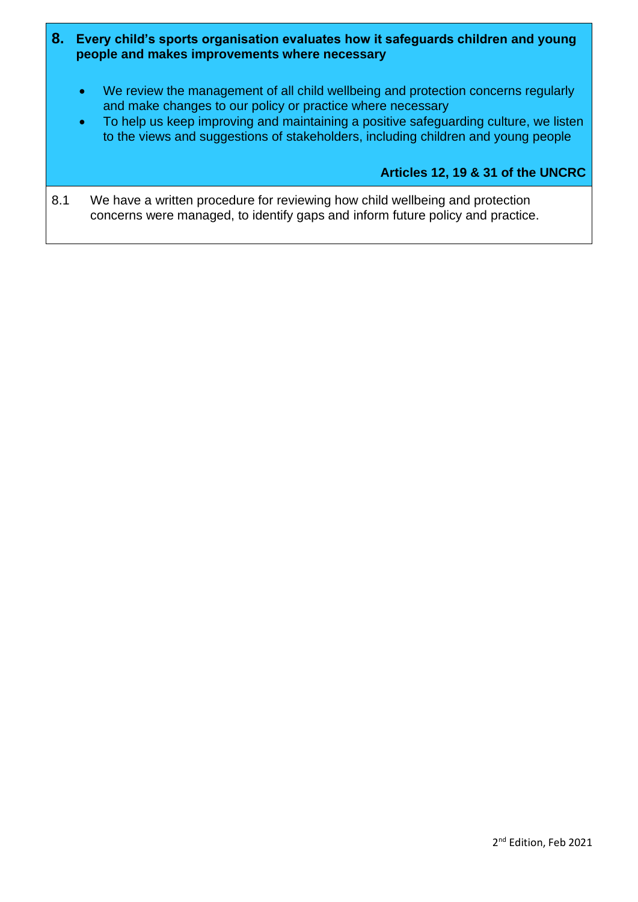## 8. Every child's sports organisation evaluates how it safeguards children and young people and makes improvements where necessary

- We review the management of all child wellbeing and protection concerns regularly and make changes to our policy or practice where necessary
- To help us keep improving and maintaining a positive safeguarding culture, we listen to the views and suggestions of stakeholders, including children and young people

**Articles 12, 19 & 31 of the UNCRC**

8.1 We have a written procedure for reviewing how child wellbeing and protection concerns were managed, to identify gaps and inform future policy and practice.